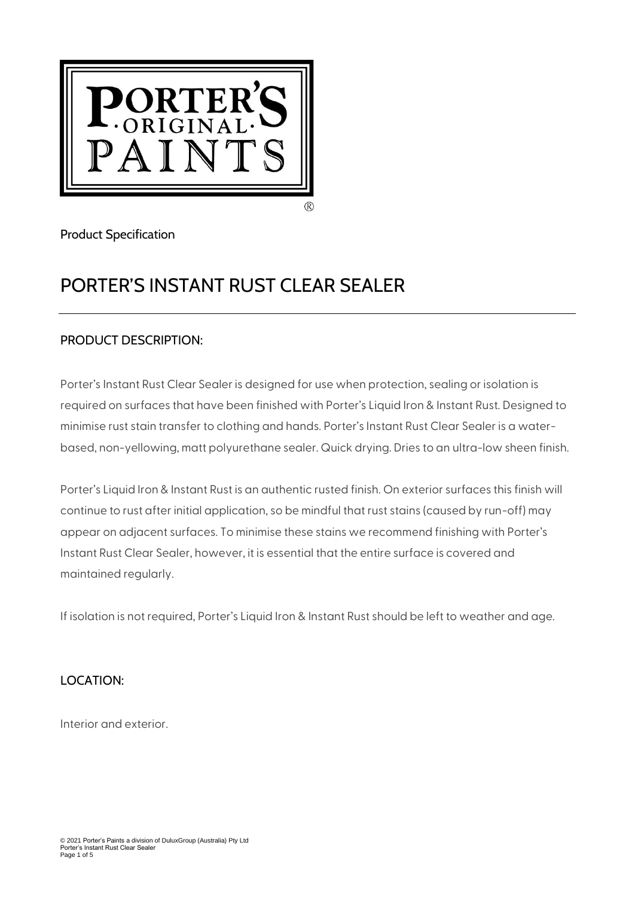Product Specification

# PORTER'S INSTANT RUST CLEAR SEALER

## PRODUCT DESCRIPTION:

Porter's Instant Rust Clear Sealer is designed for use when protection, sealing or isolation is required on surfaces that have been finished with Porter's Liquid Iron & Instant Rust. Designed to minimise rust stain transfer to clothing and hands. Porter's Instant Rust Clear Sealer is a water-based, non-yellowing, matt polyurethane sealer. Quick drying. Dries to an ultra-low sheen finish.

Porter's Liquid Iron & Instant Rust is an authentic rusted finish. On exterior surfaces this finish will continue to rust after initial application, so be mindful that rust stains (caused by run-off) may appear on adjacent surfaces. To minimise these stains we recommend finishing with Porter's Instant Rust Clear Sealer, however, it is essential that the entire surface is covered and maintained regularly.

If isolation is not required, Porter's Liquid Iron & Instant Rust should be left to weather and age.

## LOCATION:

Interior and exterior.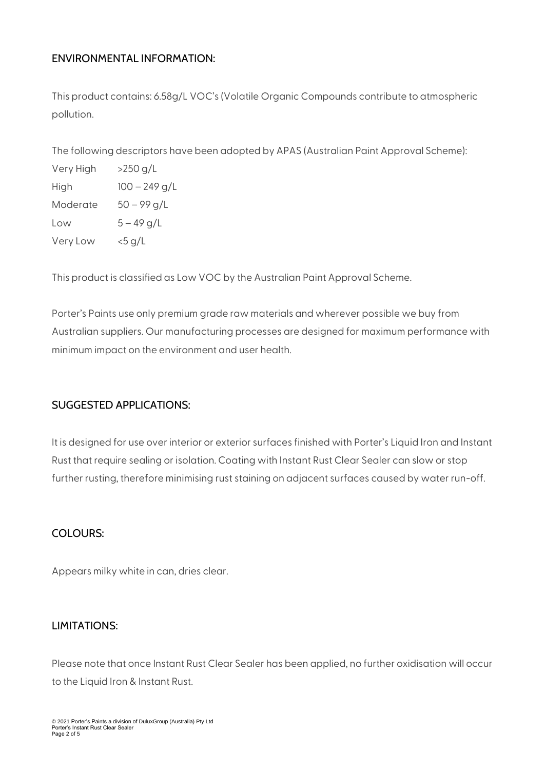## ENVIRONMENTAL INFORMATION:

This product contains: 6.58g/L VOC's (Volatile Organic Compounds contribute to atmospheric pollution.

The following descriptors have been adopted by APAS (Australian Paint Approval Scheme):

| | |
|---|---|
| Very High | >250 g/L |
| High | 100 – 249 g/L |
| Moderate | 50 – 99 g/L |
| Low | 5 – 49 g/L |
| Very Low | <5 g/L |

This product is classified as Low VOC by the Australian Paint Approval Scheme.

Porter's Paints use only premium grade raw materials and wherever possible we buy from Australian suppliers. Our manufacturing processes are designed for maximum performance with minimum impact on the environment and user health.

## SUGGESTED APPLICATIONS:

It is designed for use over interior or exterior surfaces finished with Porter's Liquid Iron and Instant Rust that require sealing or isolation. Coating with Instant Rust Clear Sealer can slow or stop further rusting, therefore minimising rust staining on adjacent surfaces caused by water run-off.

## COLOURS:

Appears milky white in can, dries clear.

## LIMITATIONS:

Please note that once Instant Rust Clear Sealer has been applied, no further oxidisation will occur to the Liquid Iron & Instant Rust.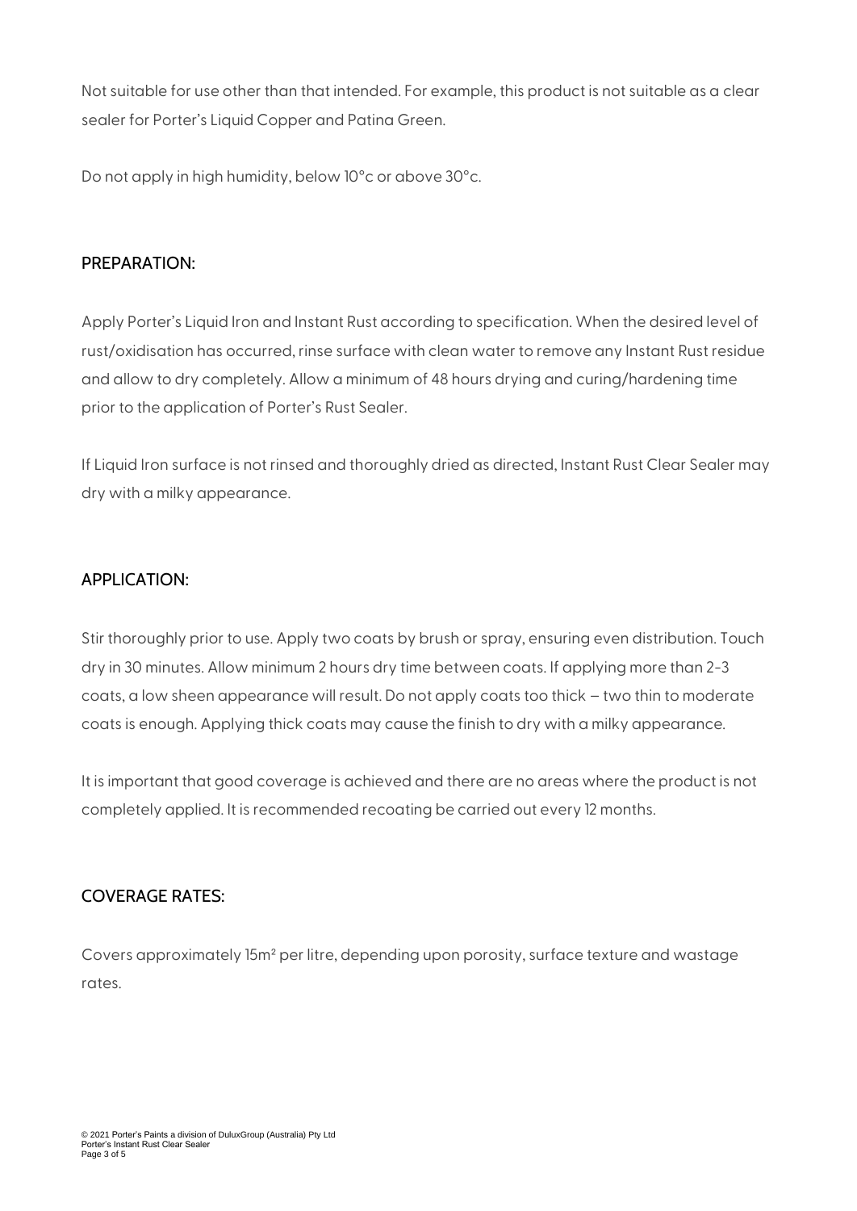Not suitable for use other than that intended. For example, this product is not suitable as a clear sealer for Porter's Liquid Copper and Patina Green.

Do not apply in high humidity, below 10°c or above 30°c.

## PREPARATION:

Apply Porter's Liquid Iron and Instant Rust according to specification. When the desired level of rust/oxidisation has occurred, rinse surface with clean water to remove any Instant Rust residue and allow to dry completely. Allow a minimum of 48 hours drying and curing/hardening time prior to the application of Porter's Rust Sealer.

If Liquid Iron surface is not rinsed and thoroughly dried as directed, Instant Rust Clear Sealer may dry with a milky appearance.

## APPLICATION:

Stir thoroughly prior to use. Apply two coats by brush or spray, ensuring even distribution. Touch dry in 30 minutes. Allow minimum 2 hours dry time between coats. If applying more than 2-3 coats, a low sheen appearance will result. Do not apply coats too thick – two thin to moderate coats is enough. Applying thick coats may cause the finish to dry with a milky appearance.

It is important that good coverage is achieved and there are no areas where the product is not completely applied. It is recommended recoating be carried out every 12 months.

## COVERAGE RATES:

Covers approximately 15m² per litre, depending upon porosity, surface texture and wastage rates.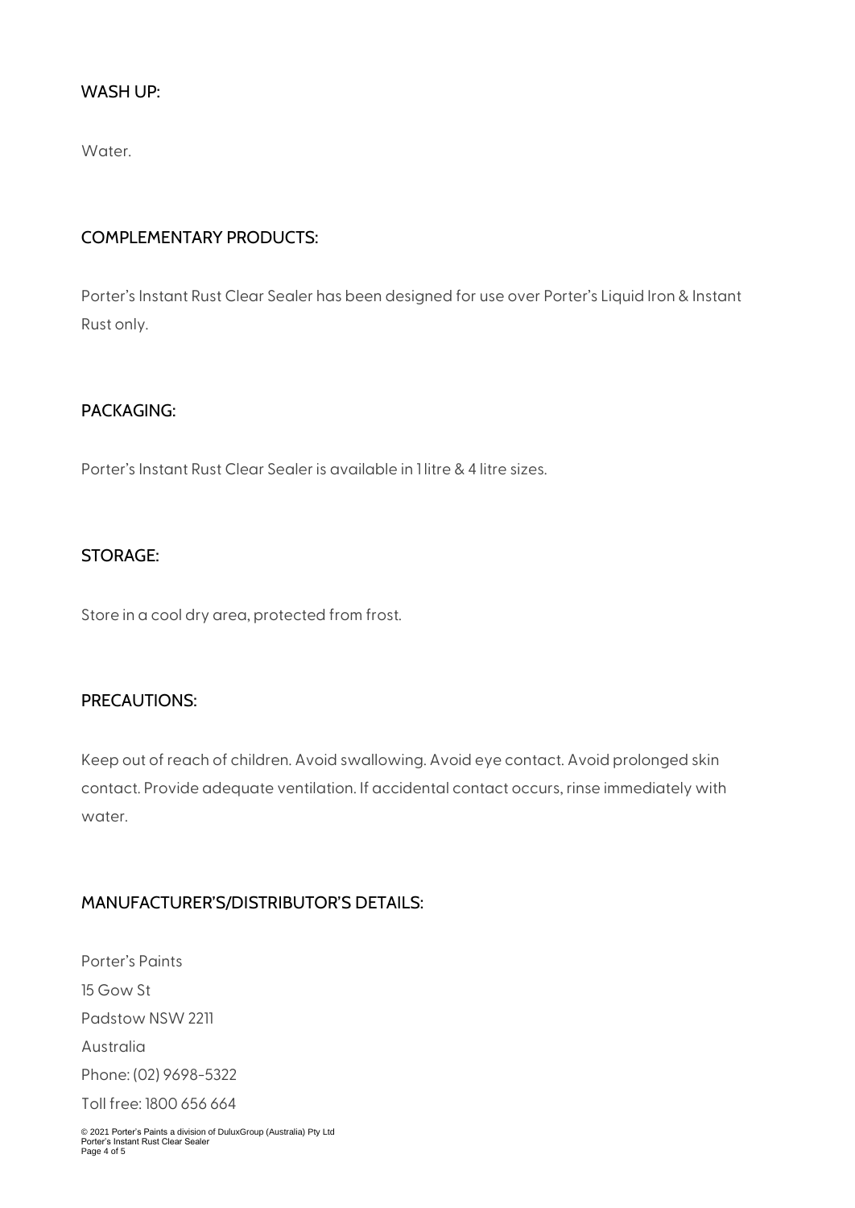## WASH UP:

Water.

## COMPLEMENTARY PRODUCTS:

Porter's Instant Rust Clear Sealer has been designed for use over Porter's Liquid Iron & Instant Rust only.

## PACKAGING:

Porter's Instant Rust Clear Sealer is available in 1 litre & 4 litre sizes.

## STORAGE:

Store in a cool dry area, protected from frost.

## PRECAUTIONS:

Keep out of reach of children. Avoid swallowing. Avoid eye contact. Avoid prolonged skin contact. Provide adequate ventilation. If accidental contact occurs, rinse immediately with water.

## MANUFACTURER'S/DISTRIBUTOR'S DETAILS:

Porter's Paints
15 Gow St
Padstow NSW 2211
Australia
Phone: (02) 9698-5322
Toll free: 1800 656 664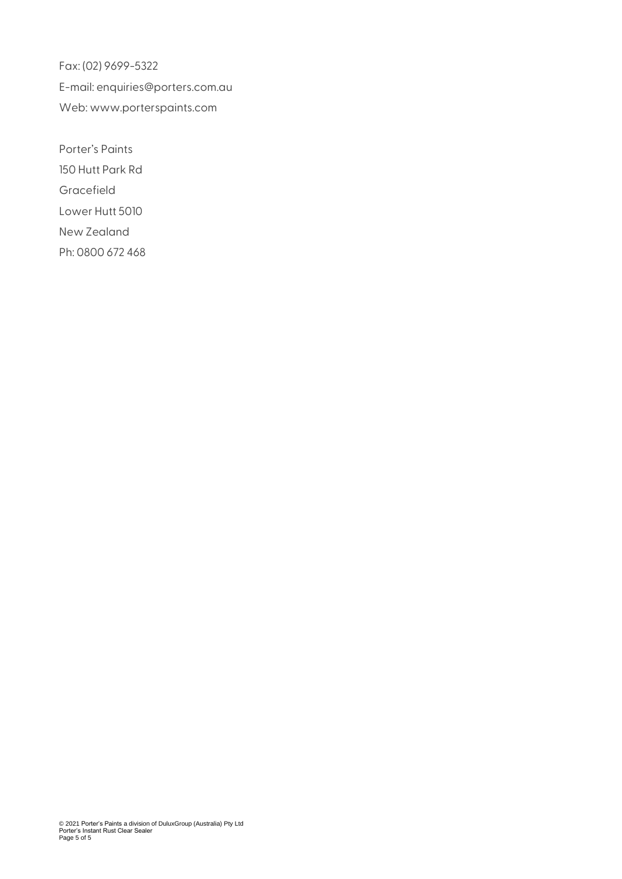Fax: (02) 9699-5322

E-mail: enquiries@porters.com.au

Web: www.porterspaints.com

Porter's Paints

150 Hutt Park Rd

Gracefield

Lower Hutt 5010

New Zealand

Ph: 0800 672 468